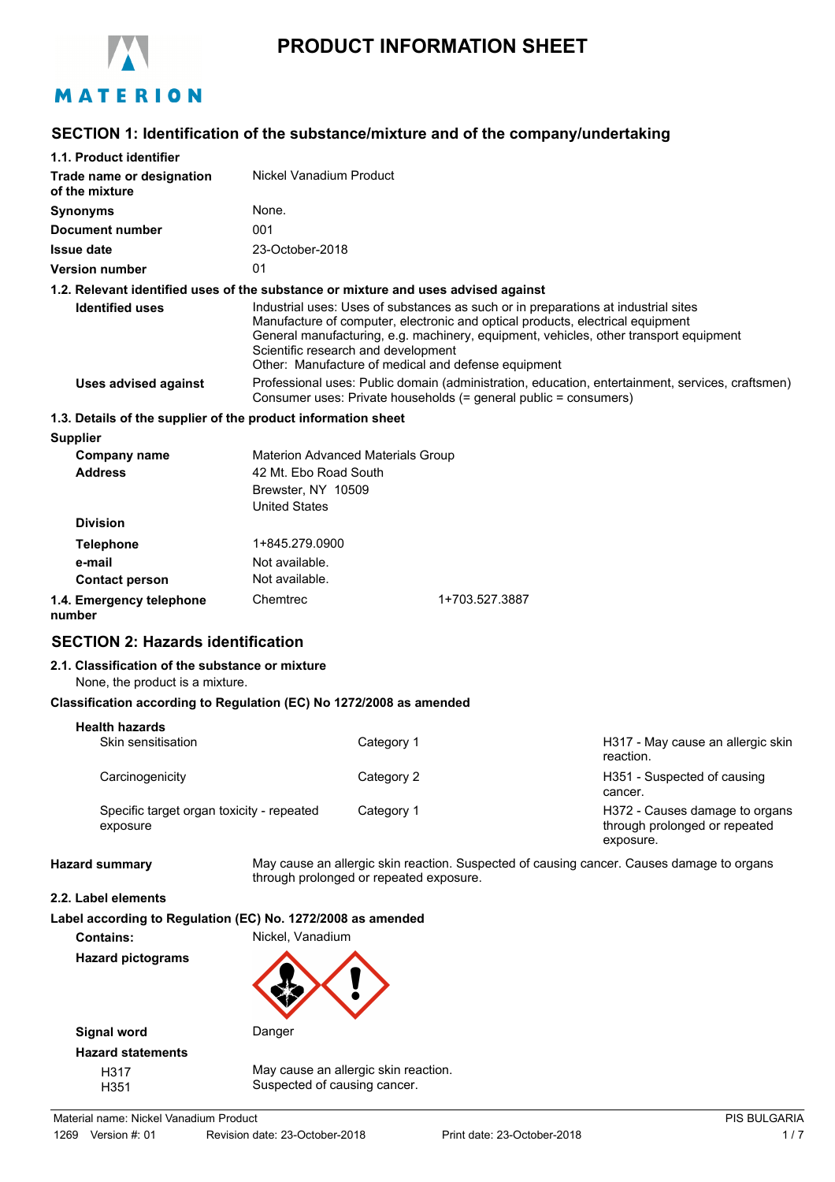# PRODUCT INFORMATION SHEET

## SECTION 1: Identification of the substance/mixture and of the company/undertaking

### 1.1. Product identifier

| | |
|---|---|
| **Trade name or designation of the mixture** | Nickel Vanadium Product |
| **Synonyms** | None. |
| **Document number** | 001 |
| **Issue date** | 23-October-2018 |
| **Version number** | 01 |

### 1.2. Relevant identified uses of the substance or mixture and uses advised against

**Identified uses**
Industrial uses: Uses of substances as such or in preparations at industrial sites
Manufacture of computer, electronic and optical products, electrical equipment
General manufacturing, e.g. machinery, equipment, vehicles, other transport equipment
Scientific research and development
Other: Manufacture of medical and defense equipment

**Uses advised against**
Professional uses: Public domain (administration, education, entertainment, services, craftsmen)
Consumer uses: Private households (= general public = consumers)

### 1.3. Details of the supplier of the product information sheet

**Supplier**

| | |
|---|---|
| **Company name** | Materion Advanced Materials Group |
| **Address** | 42 Mt. Ebo Road South<br>Brewster, NY 10509<br>United States |
| **Division** | |
| **Telephone** | 1+845.279.0900 |
| **e-mail** | Not available. |
| **Contact person** | Not available. |

### 1.4. Emergency telephone number

Chemtrec 1+703.527.3887

## SECTION 2: Hazards identification

### 2.1. Classification of the substance or mixture

None, the product is a mixture.

**Classification according to Regulation (EC) No 1272/2008 as amended**

**Health hazards**

| Hazard | Category | Statement |
|---|---|---|
| Skin sensitisation | Category 1 | H317 - May cause an allergic skin reaction. |
| Carcinogenicity | Category 2 | H351 - Suspected of causing cancer. |
| Specific target organ toxicity - repeated exposure | Category 1 | H372 - Causes damage to organs through prolonged or repeated exposure. |

**Hazard summary**
May cause an allergic skin reaction. Suspected of causing cancer. Causes damage to organs through prolonged or repeated exposure.

### 2.2. Label elements

**Label according to Regulation (EC) No. 1272/2008 as amended**

**Contains:** Nickel, Vanadium

**Hazard pictograms**

**Signal word** Danger

**Hazard statements**

| | |
|---|---|
| H317 | May cause an allergic skin reaction. |
| H351 | Suspected of causing cancer. |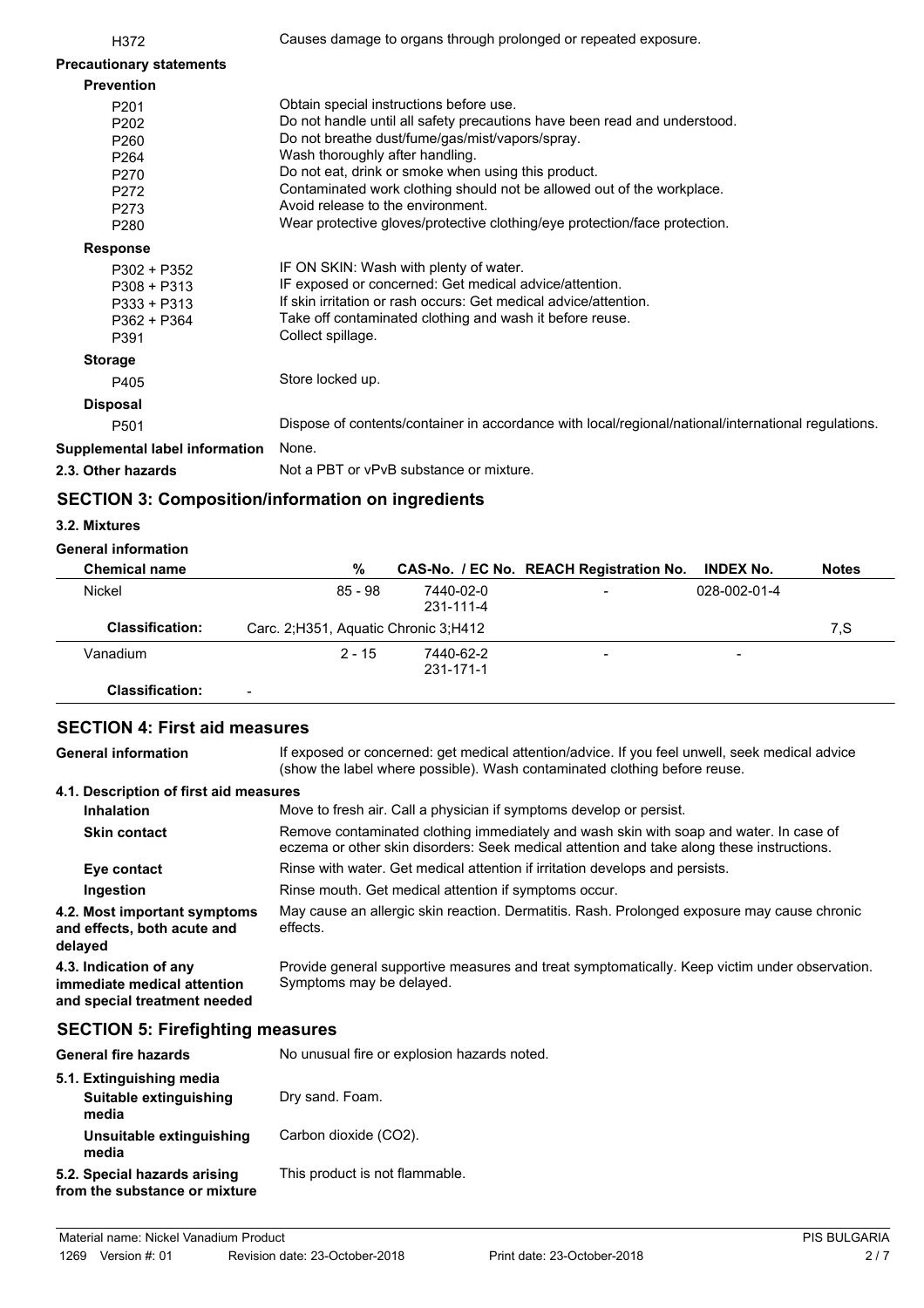| | |
|---|---|
| H372 | Causes damage to organs through prolonged or repeated exposure. |

**Precautionary statements**

**Prevention**

| | |
|---|---|
| P201 | Obtain special instructions before use. |
| P202 | Do not handle until all safety precautions have been read and understood. |
| P260 | Do not breathe dust/fume/gas/mist/vapors/spray. |
| P264 | Wash thoroughly after handling. |
| P270 | Do not eat, drink or smoke when using this product. |
| P272 | Contaminated work clothing should not be allowed out of the workplace. |
| P273 | Avoid release to the environment. |
| P280 | Wear protective gloves/protective clothing/eye protection/face protection. |

**Response**

| | |
|---|---|
| P302 + P352 | IF ON SKIN: Wash with plenty of water. |
| P308 + P313 | IF exposed or concerned: Get medical advice/attention. |
| P333 + P313 | If skin irritation or rash occurs: Get medical advice/attention. |
| P362 + P364 | Take off contaminated clothing and wash it before reuse. |
| P391 | Collect spillage. |

**Storage**

| | |
|---|---|
| P405 | Store locked up. |

**Disposal**

| | |
|---|---|
| P501 | Dispose of contents/container in accordance with local/regional/national/international regulations. |

**Supplemental label information** None.

**2.3. Other hazards** Not a PBT or vPvB substance or mixture.

## SECTION 3: Composition/information on ingredients

### 3.2. Mixtures

**General information**

| Chemical name | % | CAS-No. / EC No. | REACH Registration No. | INDEX No. | Notes |
|---|---|---|---|---|---|
| Nickel | 85 - 98 | 7440-02-0 231-111-4 | - | 028-002-01-4 | |
| **Classification:** | Carc. 2;H351, Aquatic Chronic 3;H412 | | | | 7,S |
| Vanadium | 2 - 15 | 7440-62-2 231-171-1 | - | - | |
| **Classification:** | - | | | | |

## SECTION 4: First aid measures

**General information** If exposed or concerned: get medical attention/advice. If you feel unwell, seek medical advice (show the label where possible). Wash contaminated clothing before reuse.

### 4.1. Description of first aid measures

**Inhalation** Move to fresh air. Call a physician if symptoms develop or persist.

**Skin contact** Remove contaminated clothing immediately and wash skin with soap and water. In case of eczema or other skin disorders: Seek medical attention and take along these instructions.

**Eye contact** Rinse with water. Get medical attention if irritation develops and persists.

**Ingestion** Rinse mouth. Get medical attention if symptoms occur.

**4.2. Most important symptoms and effects, both acute and delayed** May cause an allergic skin reaction. Dermatitis. Rash. Prolonged exposure may cause chronic effects.

**4.3. Indication of any immediate medical attention and special treatment needed** Provide general supportive measures and treat symptomatically. Keep victim under observation. Symptoms may be delayed.

## SECTION 5: Firefighting measures

**General fire hazards** No unusual fire or explosion hazards noted.

**5.1. Extinguishing media**

**Suitable extinguishing media** Dry sand. Foam.

**Unsuitable extinguishing media** Carbon dioxide ($CO_2$).

**5.2. Special hazards arising from the substance or mixture** This product is not flammable.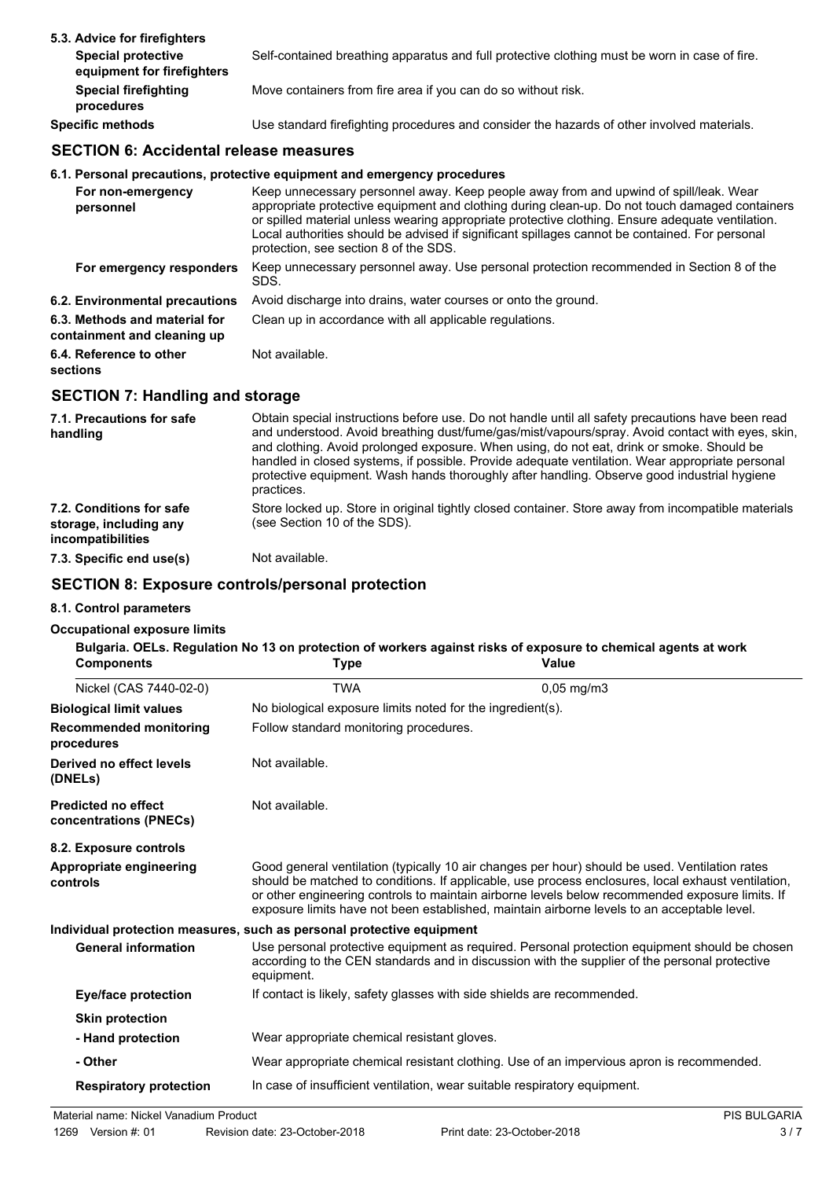**5.3. Advice for firefighters**

| | |
|---|---|
| **Special protective equipment for firefighters** | Self-contained breathing apparatus and full protective clothing must be worn in case of fire. |
| **Special firefighting procedures** | Move containers from fire area if you can do so without risk. |
| **Specific methods** | Use standard firefighting procedures and consider the hazards of other involved materials. |

## SECTION 6: Accidental release measures

**6.1. Personal precautions, protective equipment and emergency procedures**

| | |
|---|---|
| **For non-emergency personnel** | Keep unnecessary personnel away. Keep people away from and upwind of spill/leak. Wear appropriate protective equipment and clothing during clean-up. Do not touch damaged containers or spilled material unless wearing appropriate protective clothing. Ensure adequate ventilation. Local authorities should be advised if significant spillages cannot be contained. For personal protection, see section 8 of the SDS. |
| **For emergency responders** | Keep unnecessary personnel away. Use personal protection recommended in Section 8 of the SDS. |
| **6.2. Environmental precautions** | Avoid discharge into drains, water courses or onto the ground. |
| **6.3. Methods and material for containment and cleaning up** | Clean up in accordance with all applicable regulations. |
| **6.4. Reference to other sections** | Not available. |

## SECTION 7: Handling and storage

| | |
|---|---|
| **7.1. Precautions for safe handling** | Obtain special instructions before use. Do not handle until all safety precautions have been read and understood. Avoid breathing dust/fume/gas/mist/vapours/spray. Avoid contact with eyes, skin, and clothing. Avoid prolonged exposure. When using, do not eat, drink or smoke. Should be handled in closed systems, if possible. Provide adequate ventilation. Wear appropriate personal protective equipment. Wash hands thoroughly after handling. Observe good industrial hygiene practices. |
| **7.2. Conditions for safe storage, including any incompatibilities** | Store locked up. Store in original tightly closed container. Store away from incompatible materials (see Section 10 of the SDS). |
| **7.3. Specific end use(s)** | Not available. |

## SECTION 8: Exposure controls/personal protection

**8.1. Control parameters**

**Occupational exposure limits**

**Bulgaria. OELs. Regulation No 13 on protection of workers against risks of exposure to chemical agents at work**

| Components | Type | Value |
|---|---|---|
| Nickel (CAS 7440-02-0) | TWA | 0,05 mg/m3 |

| | |
|---|---|
| **Biological limit values** | No biological exposure limits noted for the ingredient(s). |
| **Recommended monitoring procedures** | Follow standard monitoring procedures. |
| **Derived no effect levels (DNELs)** | Not available. |
| **Predicted no effect concentrations (PNECs)** | Not available. |

**8.2. Exposure controls**

| | |
|---|---|
| **Appropriate engineering controls** | Good general ventilation (typically 10 air changes per hour) should be used. Ventilation rates should be matched to conditions. If applicable, use process enclosures, local exhaust ventilation, or other engineering controls to maintain airborne levels below recommended exposure limits. If exposure limits have not been established, maintain airborne levels to an acceptable level. |

**Individual protection measures, such as personal protective equipment**

| | |
|---|---|
| **General information** | Use personal protective equipment as required. Personal protection equipment should be chosen according to the CEN standards and in discussion with the supplier of the personal protective equipment. |
| **Eye/face protection** | If contact is likely, safety glasses with side shields are recommended. |
| **Skin protection** | |
| **- Hand protection** | Wear appropriate chemical resistant gloves. |
| **- Other** | Wear appropriate chemical resistant clothing. Use of an impervious apron is recommended. |
| **Respiratory protection** | In case of insufficient ventilation, wear suitable respiratory equipment. |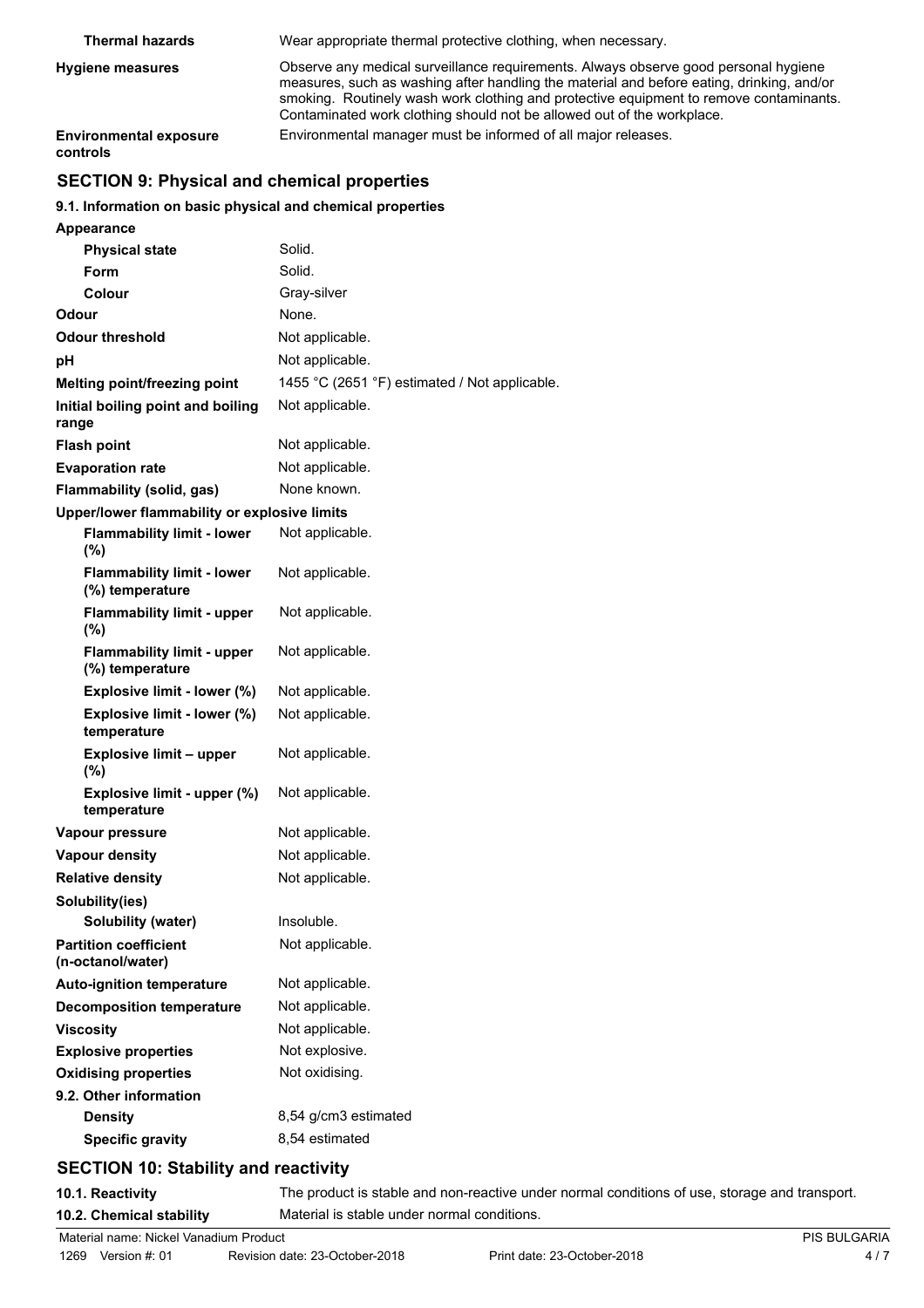| | |
|---|---|
| **Thermal hazards** | Wear appropriate thermal protective clothing, when necessary. |
| **Hygiene measures** | Observe any medical surveillance requirements. Always observe good personal hygiene measures, such as washing after handling the material and before eating, drinking, and/or smoking. Routinely wash work clothing and protective equipment to remove contaminants. Contaminated work clothing should not be allowed out of the workplace. |
| **Environmental exposure controls** | Environmental manager must be informed of all major releases. |

## SECTION 9: Physical and chemical properties

### 9.1. Information on basic physical and chemical properties

| | |
|---|---|
| **Appearance** | |
| **Physical state** | Solid. |
| **Form** | Solid. |
| **Colour** | Gray-silver |
| **Odour** | None. |
| **Odour threshold** | Not applicable. |
| **pH** | Not applicable. |
| **Melting point/freezing point** | 1455 °C (2651 °F) estimated / Not applicable. |
| **Initial boiling point and boiling range** | Not applicable. |
| **Flash point** | Not applicable. |
| **Evaporation rate** | Not applicable. |
| **Flammability (solid, gas)** | None known. |
| **Upper/lower flammability or explosive limits** | |
| **Flammability limit - lower (%)** | Not applicable. |
| **Flammability limit - lower (%) temperature** | Not applicable. |
| **Flammability limit - upper (%)** | Not applicable. |
| **Flammability limit - upper (%) temperature** | Not applicable. |
| **Explosive limit - lower (%)** | Not applicable. |
| **Explosive limit - lower (%) temperature** | Not applicable. |
| **Explosive limit – upper (%)** | Not applicable. |
| **Explosive limit - upper (%) temperature** | Not applicable. |
| **Vapour pressure** | Not applicable. |
| **Vapour density** | Not applicable. |
| **Relative density** | Not applicable. |
| **Solubility(ies)** | |
| **Solubility (water)** | Insoluble. |
| **Partition coefficient (n-octanol/water)** | Not applicable. |
| **Auto-ignition temperature** | Not applicable. |
| **Decomposition temperature** | Not applicable. |
| **Viscosity** | Not applicable. |
| **Explosive properties** | Not explosive. |
| **Oxidising properties** | Not oxidising. |
| **9.2. Other information** | |
| **Density** | 8,54 g/cm3 estimated |
| **Specific gravity** | 8,54 estimated |

## SECTION 10: Stability and reactivity

| | |
|---|---|
| **10.1. Reactivity** | The product is stable and non-reactive under normal conditions of use, storage and transport. |
| **10.2. Chemical stability** | Material is stable under normal conditions. |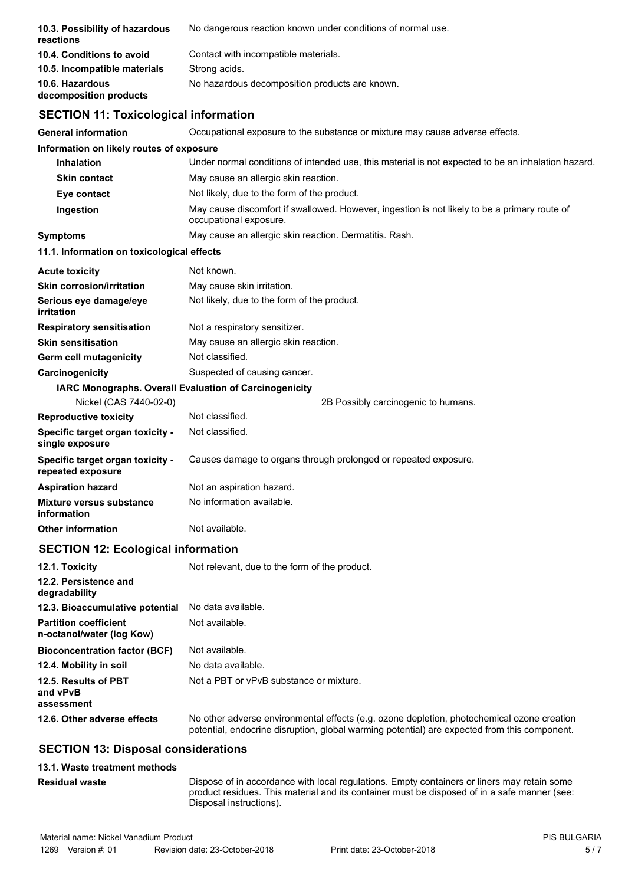**10.3. Possibility of hazardous reactions** No dangerous reaction known under conditions of normal use.

**10.4. Conditions to avoid** Contact with incompatible materials.

**10.5. Incompatible materials** Strong acids.

**10.6. Hazardous decomposition products** No hazardous decomposition products are known.

## SECTION 11: Toxicological information

**General information** Occupational exposure to the substance or mixture may cause adverse effects.

**Information on likely routes of exposure**

| | |
|---|---|
| **Inhalation** | Under normal conditions of intended use, this material is not expected to be an inhalation hazard. |
| **Skin contact** | May cause an allergic skin reaction. |
| **Eye contact** | Not likely, due to the form of the product. |
| **Ingestion** | May cause discomfort if swallowed. However, ingestion is not likely to be a primary route of occupational exposure. |
| **Symptoms** | May cause an allergic skin reaction. Dermatitis. Rash. |

**11.1. Information on toxicological effects**

| | |
|---|---|
| **Acute toxicity** | Not known. |
| **Skin corrosion/irritation** | May cause skin irritation. |
| **Serious eye damage/eye irritation** | Not likely, due to the form of the product. |
| **Respiratory sensitisation** | Not a respiratory sensitizer. |
| **Skin sensitisation** | May cause an allergic skin reaction. |
| **Germ cell mutagenicity** | Not classified. |
| **Carcinogenicity** | Suspected of causing cancer. |

**IARC Monographs. Overall Evaluation of Carcinogenicity**

| | |
|---|---|
| Nickel (CAS 7440-02-0) | 2B Possibly carcinogenic to humans. |

| | |
|---|---|
| **Reproductive toxicity** | Not classified. |
| **Specific target organ toxicity - single exposure** | Not classified. |
| **Specific target organ toxicity - repeated exposure** | Causes damage to organs through prolonged or repeated exposure. |
| **Aspiration hazard** | Not an aspiration hazard. |
| **Mixture versus substance information** | No information available. |
| **Other information** | Not available. |

## SECTION 12: Ecological information

| | |
|---|---|
| **12.1. Toxicity** | Not relevant, due to the form of the product. |
| **12.2. Persistence and degradability** | |
| **12.3. Bioaccumulative potential** | No data available. |
| **Partition coefficient n-octanol/water (log Kow)** | Not available. |
| **Bioconcentration factor (BCF)** | Not available. |
| **12.4. Mobility in soil** | No data available. |
| **12.5. Results of PBT and vPvB assessment** | Not a PBT or vPvB substance or mixture. |
| **12.6. Other adverse effects** | No other adverse environmental effects (e.g. ozone depletion, photochemical ozone creation potential, endocrine disruption, global warming potential) are expected from this component. |

## SECTION 13: Disposal considerations

**13.1. Waste treatment methods**

**Residual waste** Dispose of in accordance with local regulations. Empty containers or liners may retain some product residues. This material and its container must be disposed of in a safe manner (see: Disposal instructions).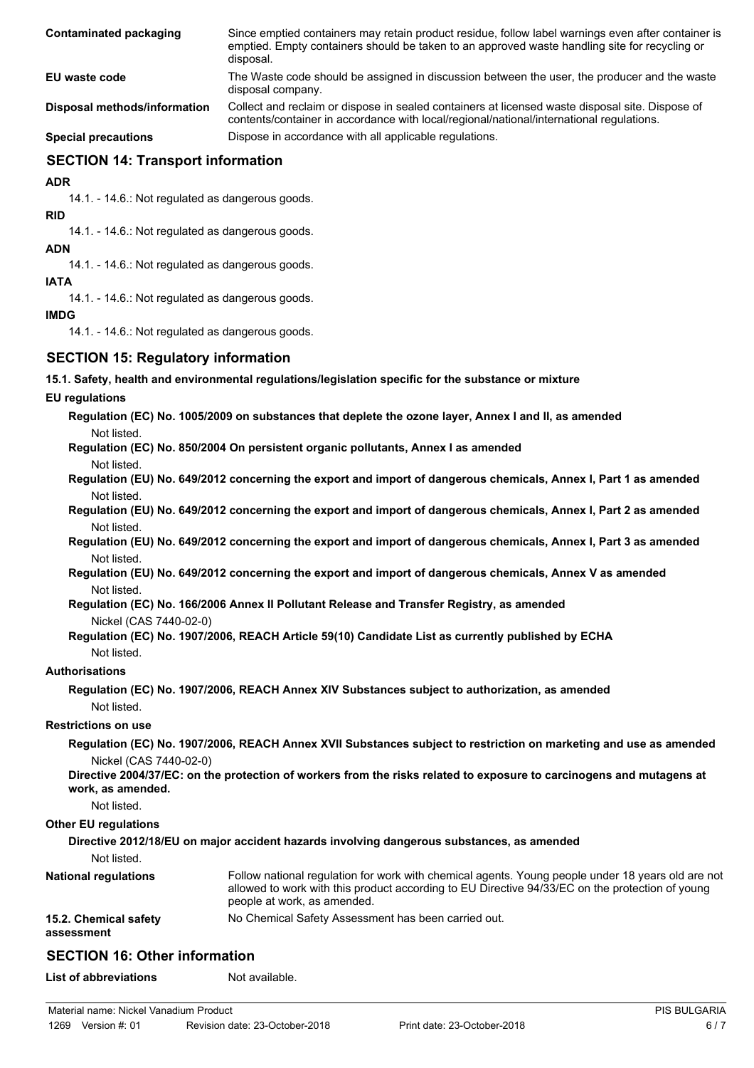| | |
|---|---|
| **Contaminated packaging** | Since emptied containers may retain product residue, follow label warnings even after container is emptied. Empty containers should be taken to an approved waste handling site for recycling or disposal. |
| **EU waste code** | The Waste code should be assigned in discussion between the user, the producer and the waste disposal company. |
| **Disposal methods/information** | Collect and reclaim or dispose in sealed containers at licensed waste disposal site. Dispose of contents/container in accordance with local/regional/national/international regulations. |
| **Special precautions** | Dispose in accordance with all applicable regulations. |

## SECTION 14: Transport information

**ADR**

14.1. - 14.6.: Not regulated as dangerous goods.

**RID**

14.1. - 14.6.: Not regulated as dangerous goods.

**ADN**

14.1. - 14.6.: Not regulated as dangerous goods.

**IATA**

14.1. - 14.6.: Not regulated as dangerous goods.

**IMDG**

14.1. - 14.6.: Not regulated as dangerous goods.

## SECTION 15: Regulatory information

**15.1. Safety, health and environmental regulations/legislation specific for the substance or mixture**

**EU regulations**

**Regulation (EC) No. 1005/2009 on substances that deplete the ozone layer, Annex I and II, as amended**

Not listed.

**Regulation (EC) No. 850/2004 On persistent organic pollutants, Annex I as amended**

Not listed.

**Regulation (EU) No. 649/2012 concerning the export and import of dangerous chemicals, Annex I, Part 1 as amended**

Not listed.

**Regulation (EU) No. 649/2012 concerning the export and import of dangerous chemicals, Annex I, Part 2 as amended**

Not listed.

**Regulation (EU) No. 649/2012 concerning the export and import of dangerous chemicals, Annex I, Part 3 as amended**

Not listed.

**Regulation (EU) No. 649/2012 concerning the export and import of dangerous chemicals, Annex V as amended**

Not listed.

**Regulation (EC) No. 166/2006 Annex II Pollutant Release and Transfer Registry, as amended**

Nickel (CAS 7440-02-0)

**Regulation (EC) No. 1907/2006, REACH Article 59(10) Candidate List as currently published by ECHA**

Not listed.

**Authorisations**

**Regulation (EC) No. 1907/2006, REACH Annex XIV Substances subject to authorization, as amended**

Not listed.

**Restrictions on use**

**Regulation (EC) No. 1907/2006, REACH Annex XVII Substances subject to restriction on marketing and use as amended**

Nickel (CAS 7440-02-0)

**Directive 2004/37/EC: on the protection of workers from the risks related to exposure to carcinogens and mutagens at work, as amended.**

Not listed.

**Other EU regulations**

**Directive 2012/18/EU on major accident hazards involving dangerous substances, as amended**

Not listed.

| | |
|---|---|
| **National regulations** | Follow national regulation for work with chemical agents. Young people under 18 years old are not allowed to work with this product according to EU Directive 94/33/EC on the protection of young people at work, as amended. |
| **15.2. Chemical safety assessment** | No Chemical Safety Assessment has been carried out. |

## SECTION 16: Other information

| | |
|---|---|
| **List of abbreviations** | Not available. |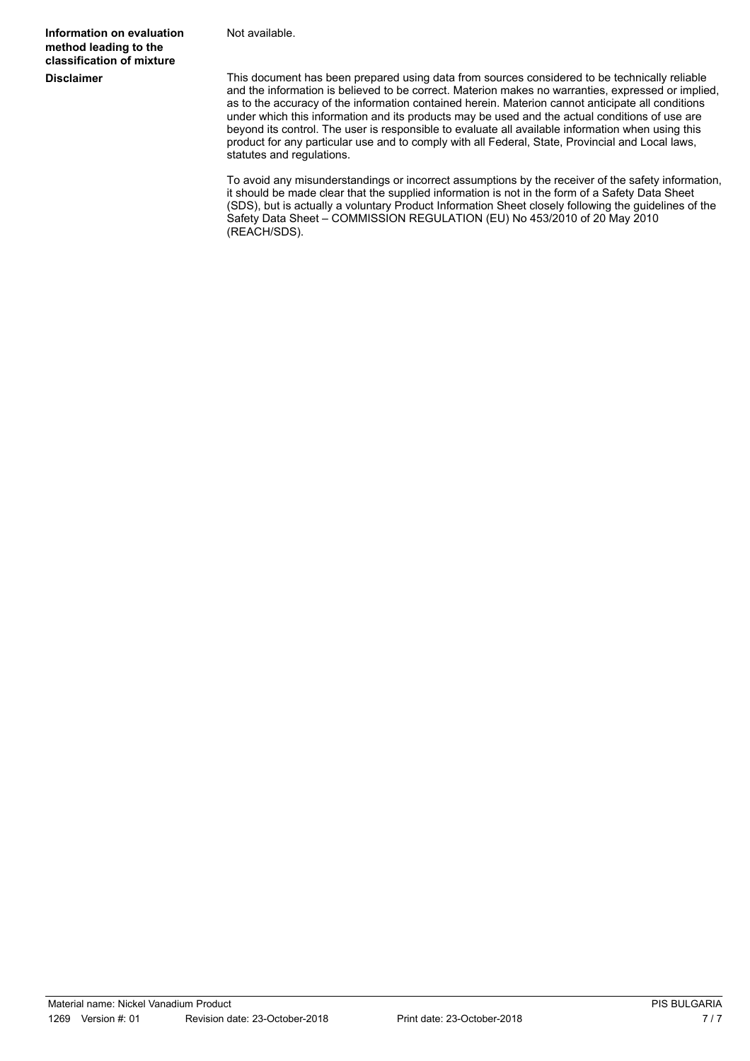**Information on evaluation method leading to the classification of mixture**

Not available.

**Disclaimer**

This document has been prepared using data from sources considered to be technically reliable and the information is believed to be correct. Materion makes no warranties, expressed or implied, as to the accuracy of the information contained herein. Materion cannot anticipate all conditions under which this information and its products may be used and the actual conditions of use are beyond its control. The user is responsible to evaluate all available information when using this product for any particular use and to comply with all Federal, State, Provincial and Local laws, statutes and regulations.

To avoid any misunderstandings or incorrect assumptions by the receiver of the safety information, it should be made clear that the supplied information is not in the form of a Safety Data Sheet (SDS), but is actually a voluntary Product Information Sheet closely following the guidelines of the Safety Data Sheet – COMMISSION REGULATION (EU) No 453/2010 of 20 May 2010 (REACH/SDS).